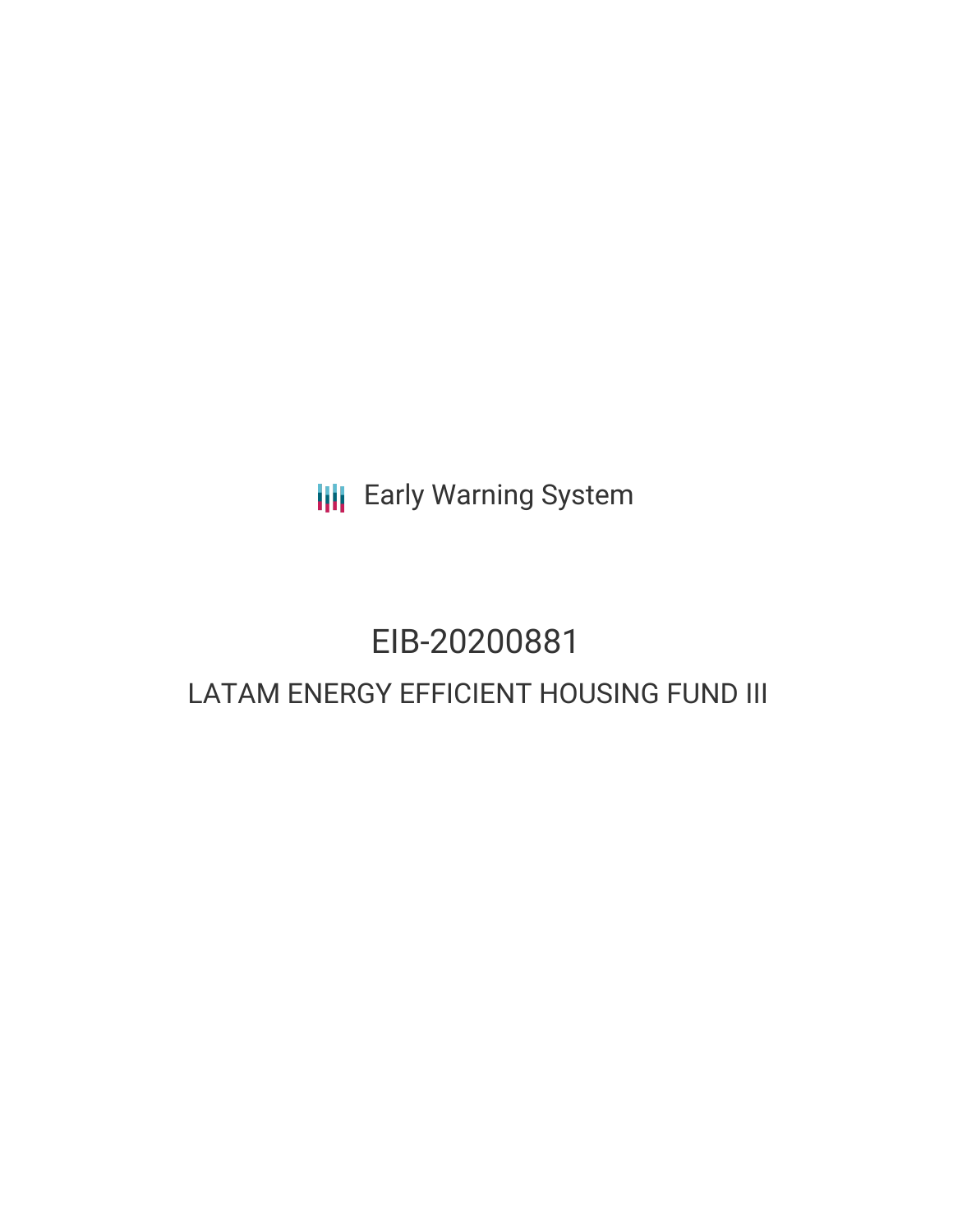Early Warning System

# EIB-20200881

## LATAM ENERGY EFFICIENT HOUSING FUND III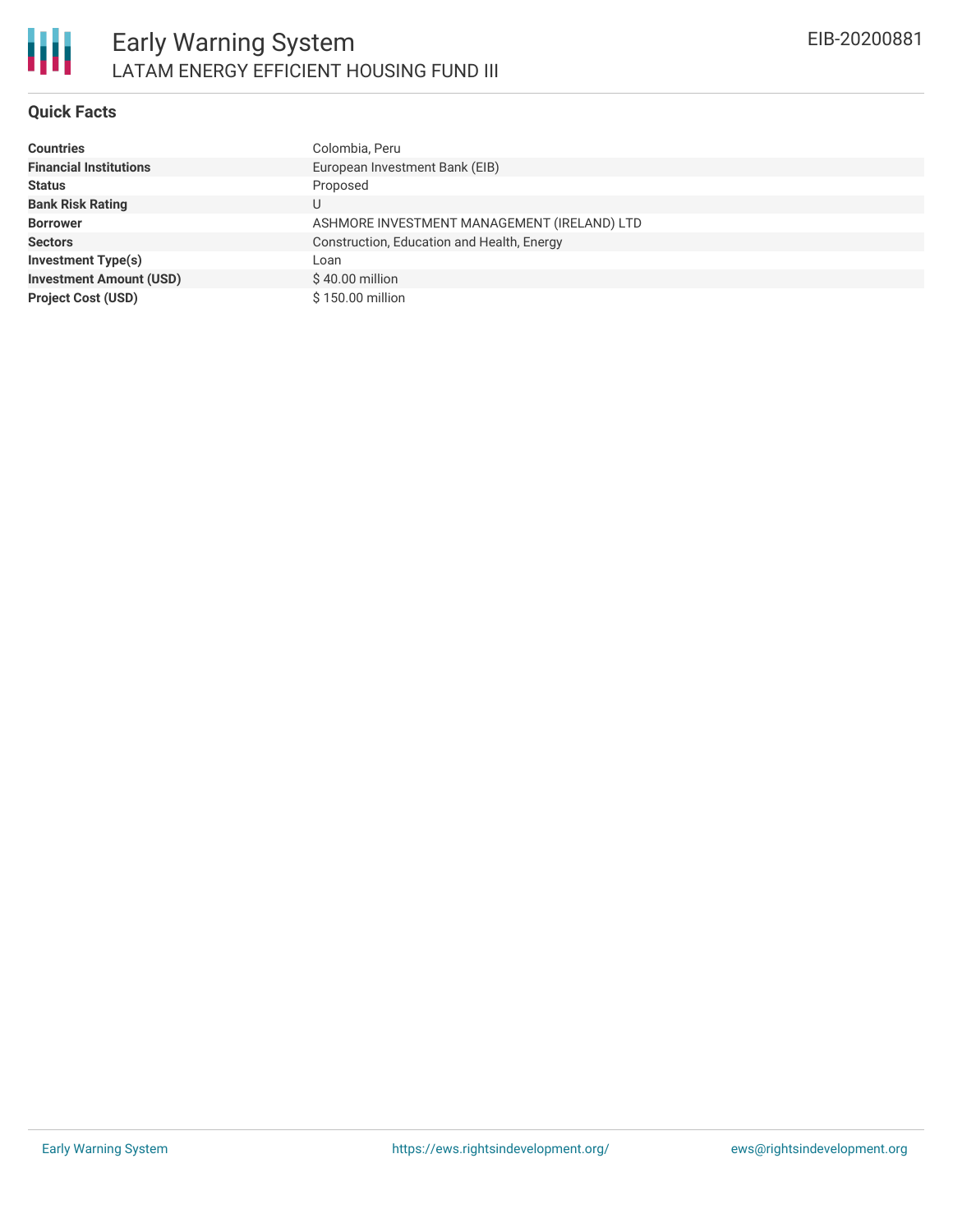# Early Warning System

## LATAM ENERGY EFFICIENT HOUSING FUND III

EIB-20200881

### Quick Facts

| | |
|---|---|
| **Countries** | Colombia, Peru |
| **Financial Institutions** | European Investment Bank (EIB) |
| **Status** | Proposed |
| **Bank Risk Rating** | U |
| **Borrower** | ASHMORE INVESTMENT MANAGEMENT (IRELAND) LTD |
| **Sectors** | Construction, Education and Health, Energy |
| **Investment Type(s)** | Loan |
| **Investment Amount (USD)** | $ 40.00 million |
| **Project Cost (USD)** | $ 150.00 million |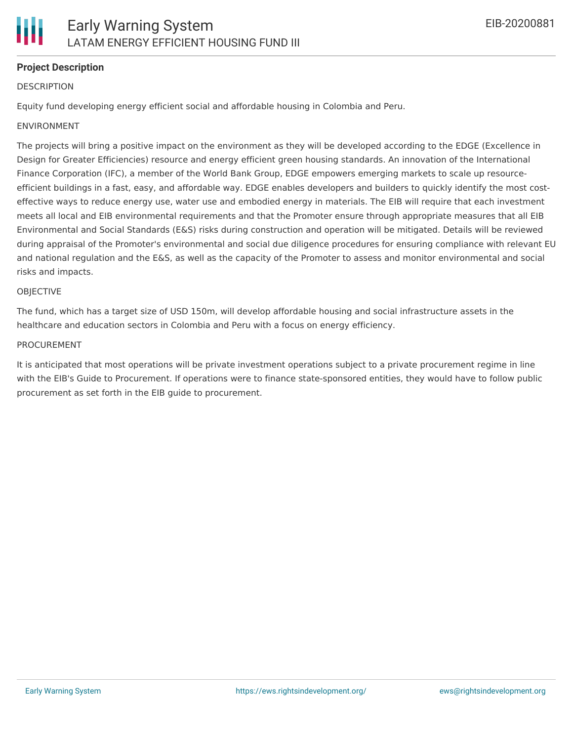## Project Description

DESCRIPTION

Equity fund developing energy efficient social and affordable housing in Colombia and Peru.

ENVIRONMENT

The projects will bring a positive impact on the environment as they will be developed according to the EDGE (Excellence in Design for Greater Efficiencies) resource and energy efficient green housing standards. An innovation of the International Finance Corporation (IFC), a member of the World Bank Group, EDGE empowers emerging markets to scale up resource-efficient buildings in a fast, easy, and affordable way. EDGE enables developers and builders to quickly identify the most cost-effective ways to reduce energy use, water use and embodied energy in materials. The EIB will require that each investment meets all local and EIB environmental requirements and that the Promoter ensure through appropriate measures that all EIB Environmental and Social Standards (E&S) risks during construction and operation will be mitigated. Details will be reviewed during appraisal of the Promoter's environmental and social due diligence procedures for ensuring compliance with relevant EU and national regulation and the E&S, as well as the capacity of the Promoter to assess and monitor environmental and social risks and impacts.

OBJECTIVE

The fund, which has a target size of USD 150m, will develop affordable housing and social infrastructure assets in the healthcare and education sectors in Colombia and Peru with a focus on energy efficiency.

PROCUREMENT

It is anticipated that most operations will be private investment operations subject to a private procurement regime in line with the EIB's Guide to Procurement. If operations were to finance state-sponsored entities, they would have to follow public procurement as set forth in the EIB guide to procurement.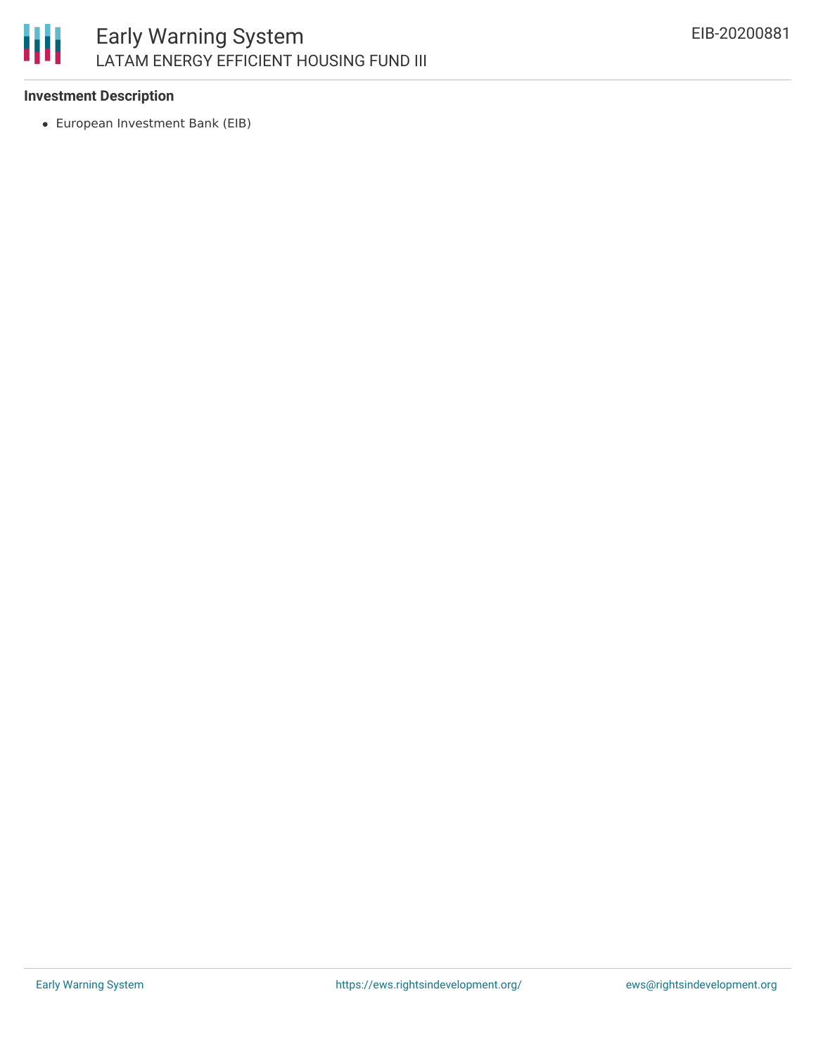**Investment Description**

- European Investment Bank (EIB)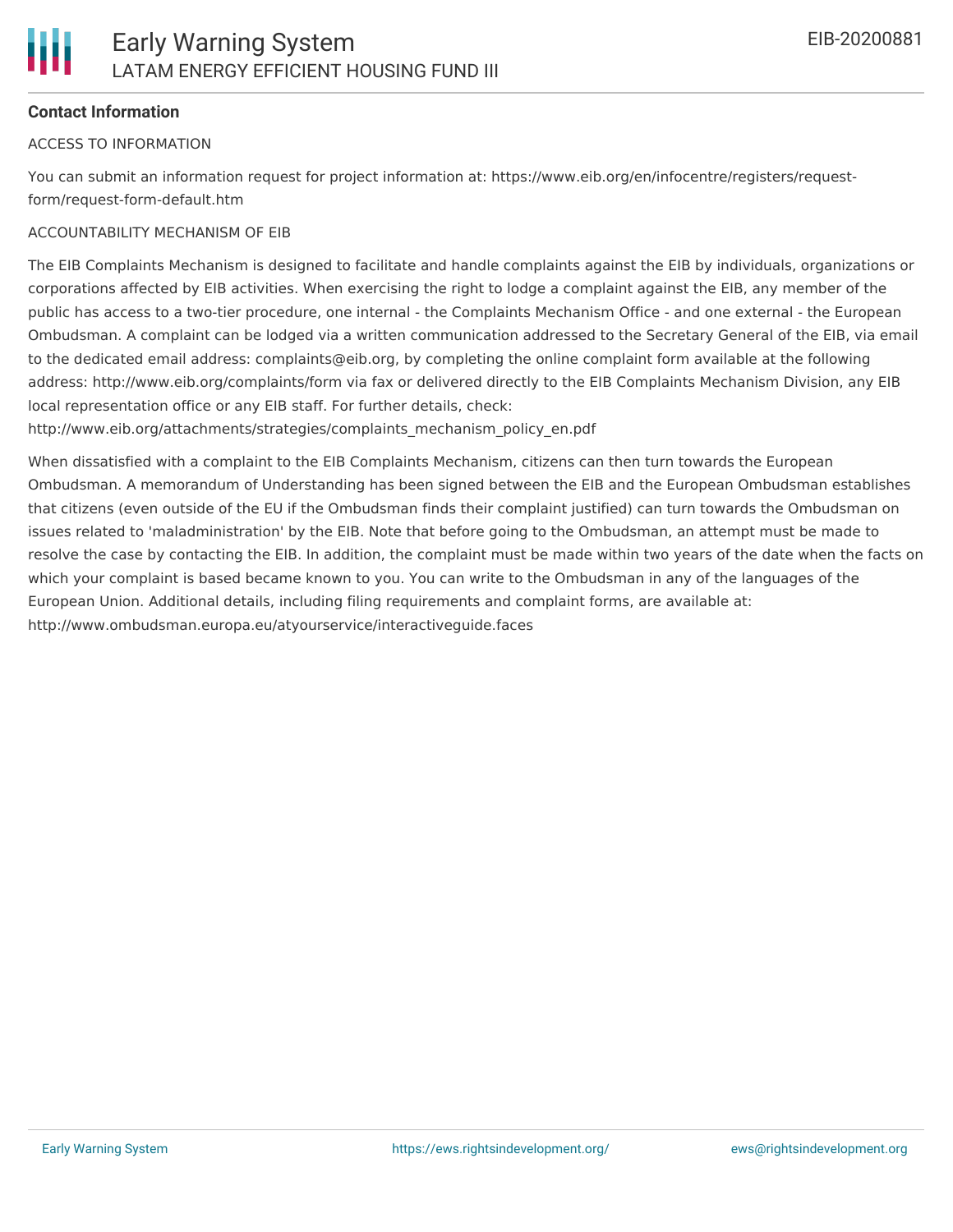**Contact Information**

ACCESS TO INFORMATION

You can submit an information request for project information at: https://www.eib.org/en/infocentre/registers/request-form/request-form-default.htm

ACCOUNTABILITY MECHANISM OF EIB

The EIB Complaints Mechanism is designed to facilitate and handle complaints against the EIB by individuals, organizations or corporations affected by EIB activities. When exercising the right to lodge a complaint against the EIB, any member of the public has access to a two-tier procedure, one internal - the Complaints Mechanism Office - and one external - the European Ombudsman. A complaint can be lodged via a written communication addressed to the Secretary General of the EIB, via email to the dedicated email address: complaints@eib.org, by completing the online complaint form available at the following address: http://www.eib.org/complaints/form via fax or delivered directly to the EIB Complaints Mechanism Division, any EIB local representation office or any EIB staff. For further details, check: http://www.eib.org/attachments/strategies/complaints_mechanism_policy_en.pdf

When dissatisfied with a complaint to the EIB Complaints Mechanism, citizens can then turn towards the European Ombudsman. A memorandum of Understanding has been signed between the EIB and the European Ombudsman establishes that citizens (even outside of the EU if the Ombudsman finds their complaint justified) can turn towards the Ombudsman on issues related to 'maladministration' by the EIB. Note that before going to the Ombudsman, an attempt must be made to resolve the case by contacting the EIB. In addition, the complaint must be made within two years of the date when the facts on which your complaint is based became known to you. You can write to the Ombudsman in any of the languages of the European Union. Additional details, including filing requirements and complaint forms, are available at: http://www.ombudsman.europa.eu/atyourservice/interactiveguide.faces